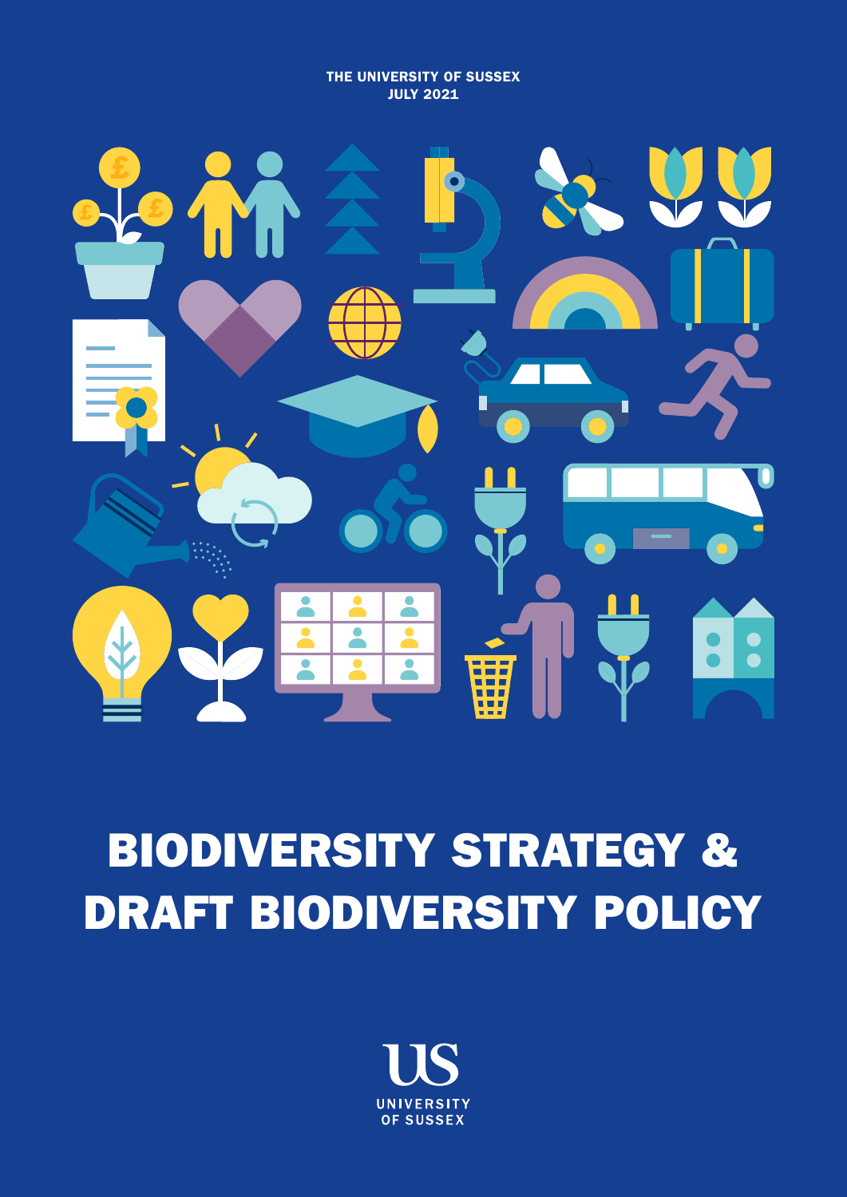THE UNIVERSITY OF SUSSEX
JULY 2021

# BIODIVERSITY STRATEGY & DRAFT BIODIVERSITY POLICY

UNIVERSITY OF SUSSEX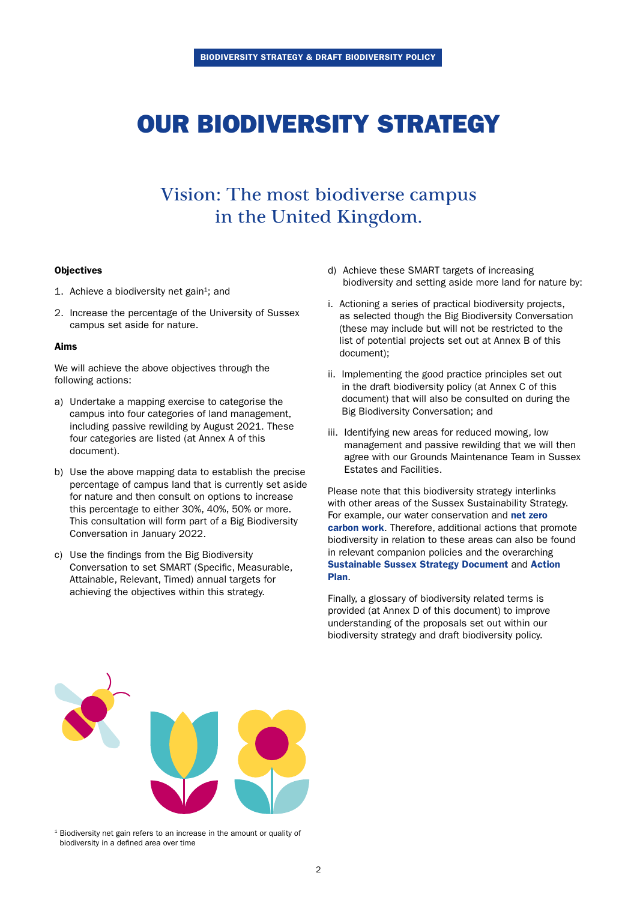# OUR BIODIVERSITY STRATEGY

## Vision: The most biodiverse campus in the United Kingdom.

**Objectives**

1. Achieve a biodiversity net gain[1]; and
2. Increase the percentage of the University of Sussex campus set aside for nature.

**Aims**

We will achieve the above objectives through the following actions:

a) Undertake a mapping exercise to categorise the campus into four categories of land management, including passive rewilding by August 2021. These four categories are listed (at Annex A of this document).

b) Use the above mapping data to establish the precise percentage of campus land that is currently set aside for nature and then consult on options to increase this percentage to either 30%, 40%, 50% or more. This consultation will form part of a Big Biodiversity Conversation in January 2022.

c) Use the findings from the Big Biodiversity Conversation to set SMART (Specific, Measurable, Attainable, Relevant, Timed) annual targets for achieving the objectives within this strategy.

d) Achieve these SMART targets of increasing biodiversity and setting aside more land for nature by:

i. Actioning a series of practical biodiversity projects, as selected though the Big Biodiversity Conversation (these may include but will not be restricted to the list of potential projects set out at Annex B of this document);

ii. Implementing the good practice principles set out in the draft biodiversity policy (at Annex C of this document) that will also be consulted on during the Big Biodiversity Conversation; and

iii. Identifying new areas for reduced mowing, low management and passive rewilding that we will then agree with our Grounds Maintenance Team in Sussex Estates and Facilities.

Please note that this biodiversity strategy interlinks with other areas of the Sussex Sustainability Strategy. For example, our water conservation and **net zero carbon work**. Therefore, additional actions that promote biodiversity in relation to these areas can also be found in relevant companion policies and the overarching **Sustainable Sussex Strategy Document** and **Action Plan**.

Finally, a glossary of biodiversity related terms is provided (at Annex D of this document) to improve understanding of the proposals set out within our biodiversity strategy and draft biodiversity policy.

[1] Biodiversity net gain refers to an increase in the amount or quality of biodiversity in a defined area over time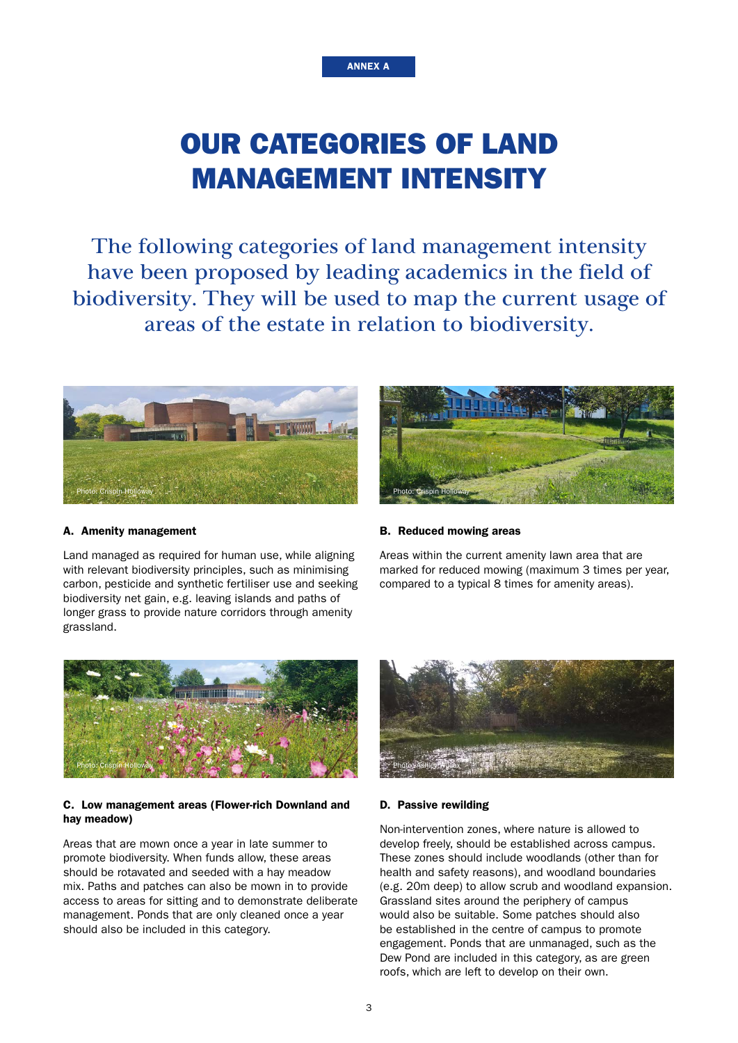ANNEX A

# OUR CATEGORIES OF LAND MANAGEMENT INTENSITY

The following categories of land management intensity have been proposed by leading academics in the field of biodiversity. They will be used to map the current usage of areas of the estate in relation to biodiversity.

Photo: Crispin Holloway

### A. Amenity management

Land managed as required for human use, while aligning with relevant biodiversity principles, such as minimising carbon, pesticide and synthetic fertiliser use and seeking biodiversity net gain, e.g. leaving islands and paths of longer grass to provide nature corridors through amenity grassland.

Photo: Crispin Holloway

### B. Reduced mowing areas

Areas within the current amenity lawn area that are marked for reduced mowing (maximum 3 times per year, compared to a typical 8 times for amenity areas).

Photo: Crispin Holloway

### C. Low management areas (Flower-rich Downland and hay meadow)

Areas that are mown once a year in late summer to promote biodiversity. When funds allow, these areas should be rotavated and seeded with a hay meadow mix. Paths and patches can also be mown in to provide access to areas for sitting and to demonstrate deliberate management. Ponds that are only cleaned once a year should also be included in this category.

Photo: Ashley Wilcox

### D. Passive rewilding

Non-intervention zones, where nature is allowed to develop freely, should be established across campus. These zones should include woodlands (other than for health and safety reasons), and woodland boundaries (e.g. 20m deep) to allow scrub and woodland expansion. Grassland sites around the periphery of campus would also be suitable. Some patches should also be established in the centre of campus to promote engagement. Ponds that are unmanaged, such as the Dew Pond are included in this category, as are green roofs, which are left to develop on their own.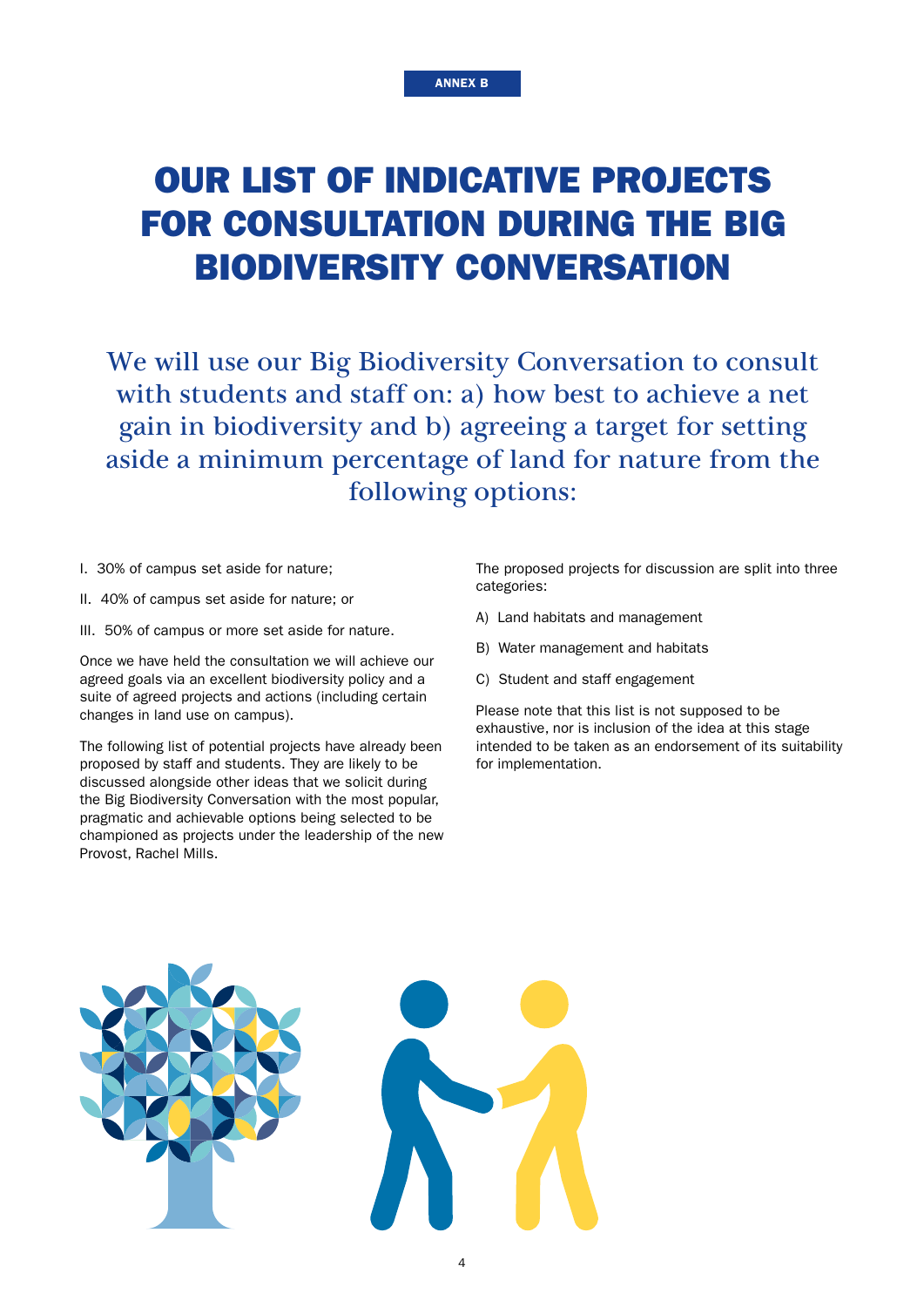ANNEX B

# OUR LIST OF INDICATIVE PROJECTS FOR CONSULTATION DURING THE BIG BIODIVERSITY CONVERSATION

We will use our Big Biodiversity Conversation to consult with students and staff on: a) how best to achieve a net gain in biodiversity and b) agreeing a target for setting aside a minimum percentage of land for nature from the following options:

I. 30% of campus set aside for nature;

II. 40% of campus set aside for nature; or

III. 50% of campus or more set aside for nature.

Once we have held the consultation we will achieve our agreed goals via an excellent biodiversity policy and a suite of agreed projects and actions (including certain changes in land use on campus).

The following list of potential projects have already been proposed by staff and students. They are likely to be discussed alongside other ideas that we solicit during the Big Biodiversity Conversation with the most popular, pragmatic and achievable options being selected to be championed as projects under the leadership of the new Provost, Rachel Mills.

The proposed projects for discussion are split into three categories:

A) Land habitats and management

B) Water management and habitats

C) Student and staff engagement

Please note that this list is not supposed to be exhaustive, nor is inclusion of the idea at this stage intended to be taken as an endorsement of its suitability for implementation.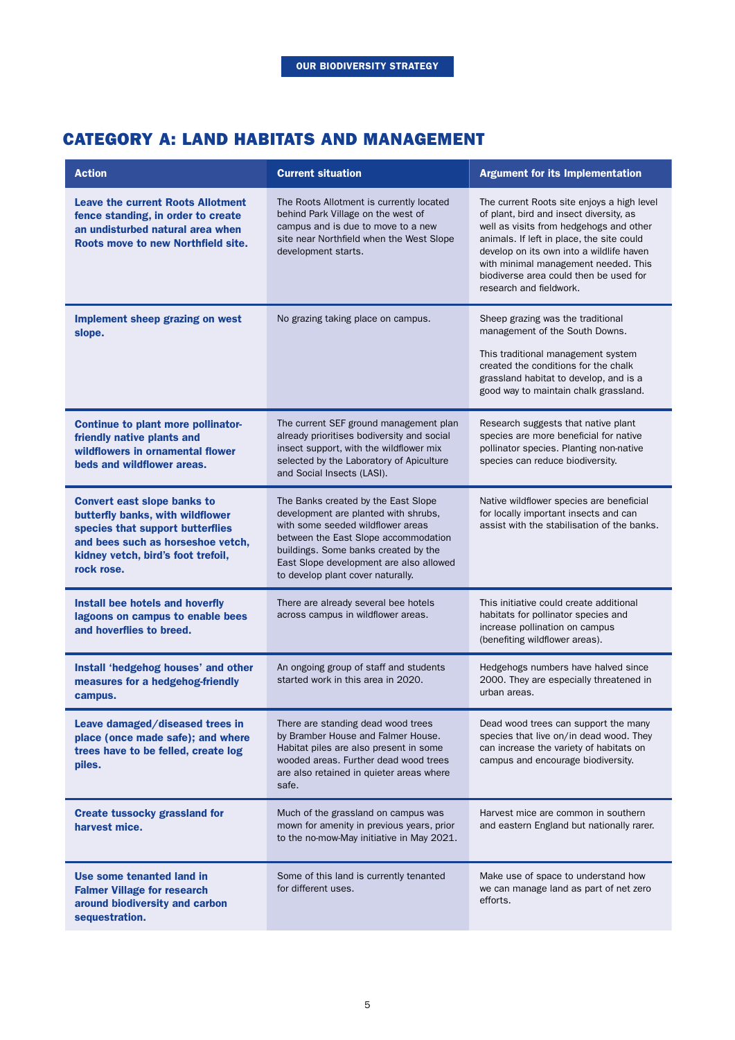## CATEGORY A: LAND HABITATS AND MANAGEMENT

| Action | Current situation | Argument for its Implementation |
|---|---|---|
| **Leave the current Roots Allotment fence standing, in order to create an undisturbed natural area when Roots move to new Northfield site.** | The Roots Allotment is currently located behind Park Village on the west of campus and is due to move to a new site near Northfield when the West Slope development starts. | The current Roots site enjoys a high level of plant, bird and insect diversity, as well as visits from hedgehogs and other animals. If left in place, the site could develop on its own into a wildlife haven with minimal management needed. This biodiverse area could then be used for research and fieldwork. |
| **Implement sheep grazing on west slope.** | No grazing taking place on campus. | Sheep grazing was the traditional management of the South Downs.<br><br>This traditional management system created the conditions for the chalk grassland habitat to develop, and is a good way to maintain chalk grassland. |
| **Continue to plant more pollinator-friendly native plants and wildflowers in ornamental flower beds and wildflower areas.** | The current SEF ground management plan already prioritises bodiversity and social insect support, with the wildflower mix selected by the Laboratory of Apiculture and Social Insects (LASI). | Research suggests that native plant species are more beneficial for native pollinator species. Planting non-native species can reduce biodiversity. |
| **Convert east slope banks to butterfly banks, with wildflower species that support butterflies and bees such as horseshoe vetch, kidney vetch, bird's foot trefoil, rock rose.** | The Banks created by the East Slope development are planted with shrubs, with some seeded wildflower areas between the East Slope accommodation buildings. Some banks created by the East Slope development are also allowed to develop plant cover naturally. | Native wildflower species are beneficial for locally important insects and can assist with the stabilisation of the banks. |
| **Install bee hotels and hoverfly lagoons on campus to enable bees and hoverflies to breed.** | There are already several bee hotels across campus in wildflower areas. | This initiative could create additional habitats for pollinator species and increase pollination on campus (benefiting wildflower areas). |
| **Install 'hedgehog houses' and other measures for a hedgehog-friendly campus.** | An ongoing group of staff and students started work in this area in 2020. | Hedgehogs numbers have halved since 2000. They are especially threatened in urban areas. |
| **Leave damaged/diseased trees in place (once made safe); and where trees have to be felled, create log piles.** | There are standing dead wood trees by Bramber House and Falmer House. Habitat piles are also present in some wooded areas. Further dead wood trees are also retained in quieter areas where safe. | Dead wood trees can support the many species that live on/in dead wood. They can increase the variety of habitats on campus and encourage biodiversity. |
| **Create tussocky grassland for harvest mice.** | Much of the grassland on campus was mown for amenity in previous years, prior to the no-mow-May initiative in May 2021. | Harvest mice are common in southern and eastern England but nationally rarer. |
| **Use some tenanted land in Falmer Village for research around biodiversity and carbon sequestration.** | Some of this land is currently tenanted for different uses. | Make use of space to understand how we can manage land as part of net zero efforts. |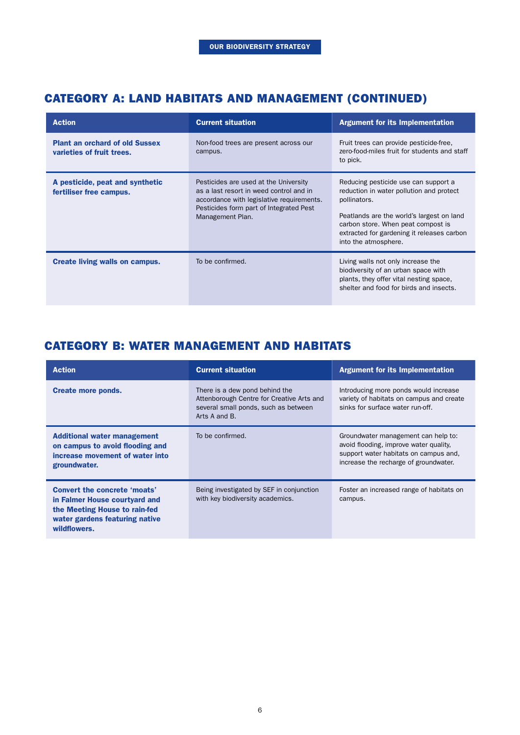## CATEGORY A: LAND HABITATS AND MANAGEMENT (CONTINUED)

| Action | Current situation | Argument for its Implementation |
|---|---|---|
| **Plant an orchard of old Sussex varieties of fruit trees.** | Non-food trees are present across our campus. | Fruit trees can provide pesticide-free, zero-food-miles fruit for students and staff to pick. |
| **A pesticide, peat and synthetic fertiliser free campus.** | Pesticides are used at the University as a last resort in weed control and in accordance with legislative requirements. Pesticides form part of Integrated Pest Management Plan. | Reducing pesticide use can support a reduction in water pollution and protect pollinators.<br><br>Peatlands are the world's largest on land carbon store. When peat compost is extracted for gardening it releases carbon into the atmosphere. |
| **Create living walls on campus.** | To be confirmed. | Living walls not only increase the biodiversity of an urban space with plants, they offer vital nesting space, shelter and food for birds and insects. |

## CATEGORY B: WATER MANAGEMENT AND HABITATS

| Action | Current situation | Argument for its Implementation |
|---|---|---|
| **Create more ponds.** | There is a dew pond behind the Attenborough Centre for Creative Arts and several small ponds, such as between Arts A and B. | Introducing more ponds would increase variety of habitats on campus and create sinks for surface water run-off. |
| **Additional water management on campus to avoid flooding and increase movement of water into groundwater.** | To be confirmed. | Groundwater management can help to: avoid flooding, improve water quality, support water habitats on campus and, increase the recharge of groundwater. |
| **Convert the concrete 'moats' in Falmer House courtyard and the Meeting House to rain-fed water gardens featuring native wildflowers.** | Being investigated by SEF in conjunction with key biodiversity academics. | Foster an increased range of habitats on campus. |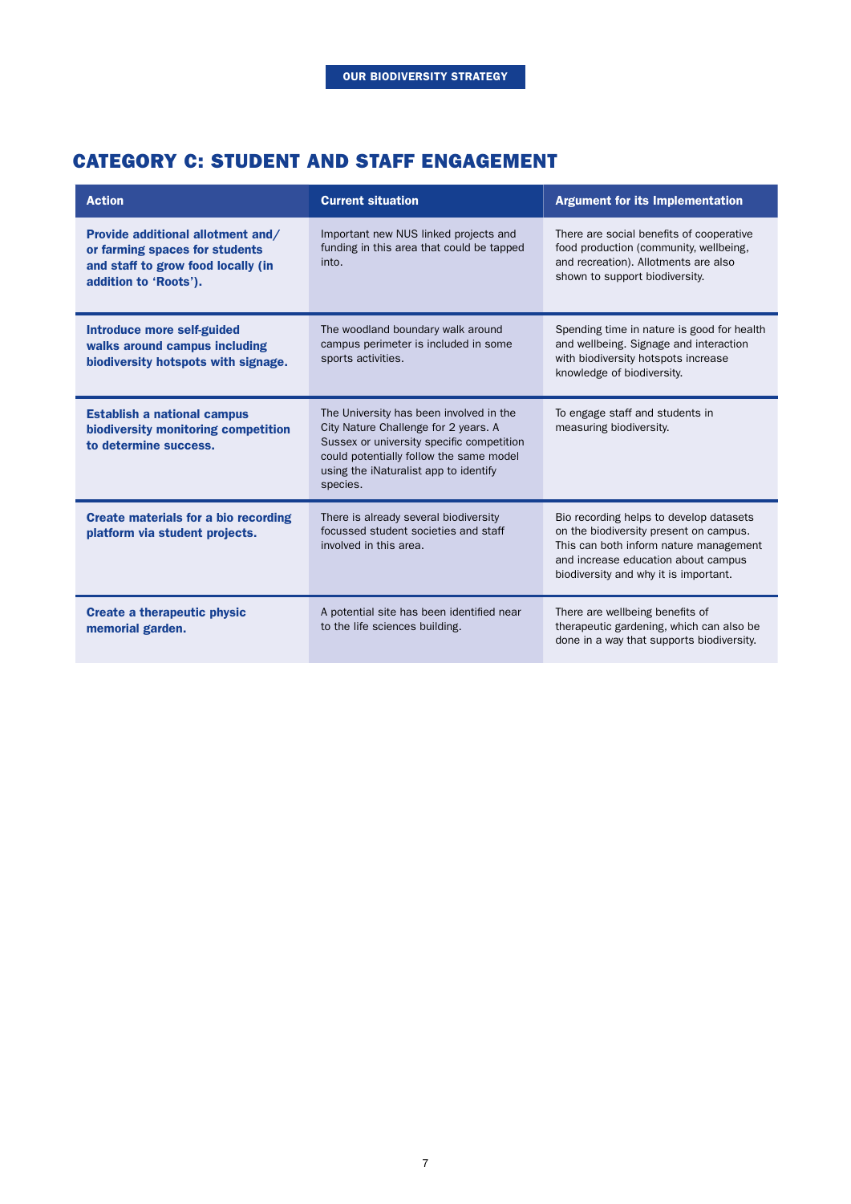## CATEGORY C: STUDENT AND STAFF ENGAGEMENT

| Action | Current situation | Argument for its Implementation |
|---|---|---|
| **Provide additional allotment and/ or farming spaces for students and staff to grow food locally (in addition to 'Roots').** | Important new NUS linked projects and funding in this area that could be tapped into. | There are social benefits of cooperative food production (community, wellbeing, and recreation). Allotments are also shown to support biodiversity. |
| **Introduce more self-guided walks around campus including biodiversity hotspots with signage.** | The woodland boundary walk around campus perimeter is included in some sports activities. | Spending time in nature is good for health and wellbeing. Signage and interaction with biodiversity hotspots increase knowledge of biodiversity. |
| **Establish a national campus biodiversity monitoring competition to determine success.** | The University has been involved in the City Nature Challenge for 2 years. A Sussex or university specific competition could potentially follow the same model using the iNaturalist app to identify species. | To engage staff and students in measuring biodiversity. |
| **Create materials for a bio recording platform via student projects.** | There is already several biodiversity focussed student societies and staff involved in this area. | Bio recording helps to develop datasets on the biodiversity present on campus. This can both inform nature management and increase education about campus biodiversity and why it is important. |
| **Create a therapeutic physic memorial garden.** | A potential site has been identified near to the life sciences building. | There are wellbeing benefits of therapeutic gardening, which can also be done in a way that supports biodiversity. |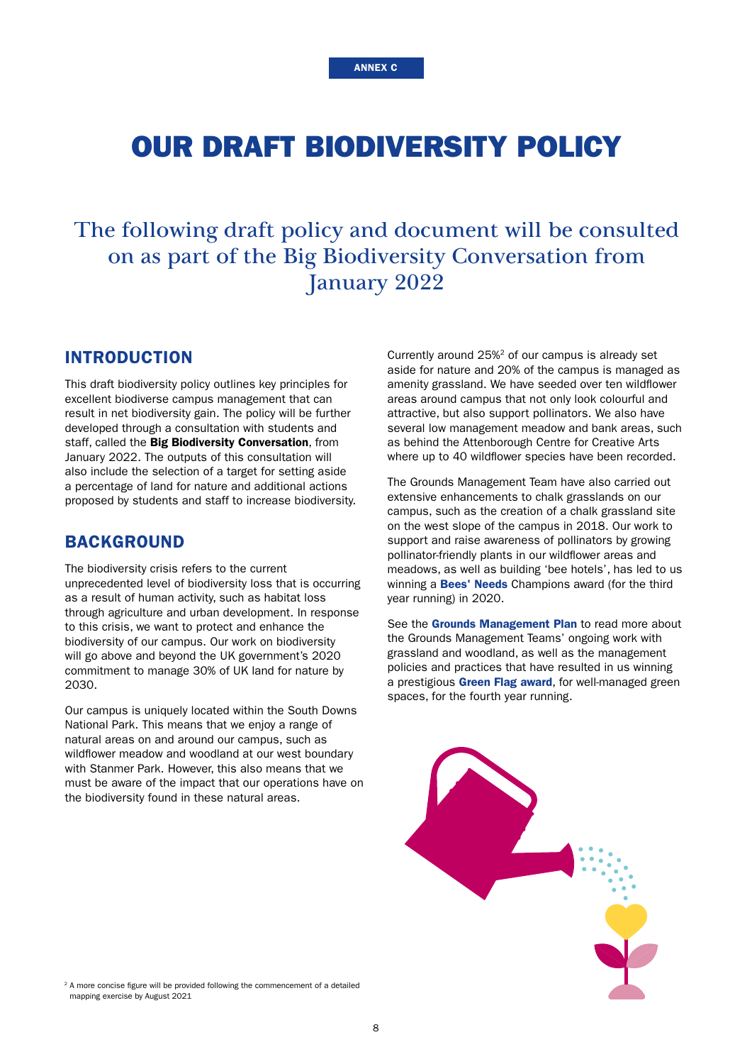ANNEX C

# OUR DRAFT BIODIVERSITY POLICY

The following draft policy and document will be consulted on as part of the Big Biodiversity Conversation from January 2022

## INTRODUCTION

This draft biodiversity policy outlines key principles for excellent biodiverse campus management that can result in net biodiversity gain. The policy will be further developed through a consultation with students and staff, called the **Big Biodiversity Conversation**, from January 2022. The outputs of this consultation will also include the selection of a target for setting aside a percentage of land for nature and additional actions proposed by students and staff to increase biodiversity.

## BACKGROUND

The biodiversity crisis refers to the current unprecedented level of biodiversity loss that is occurring as a result of human activity, such as habitat loss through agriculture and urban development. In response to this crisis, we want to protect and enhance the biodiversity of our campus. Our work on biodiversity will go above and beyond the UK government's 2020 commitment to manage 30% of UK land for nature by 2030.

Our campus is uniquely located within the South Downs National Park. This means that we enjoy a range of natural areas on and around our campus, such as wildflower meadow and woodland at our west boundary with Stanmer Park. However, this also means that we must be aware of the impact that our operations have on the biodiversity found in these natural areas.

Currently around 25%[2] of our campus is already set aside for nature and 20% of the campus is managed as amenity grassland. We have seeded over ten wildflower areas around campus that not only look colourful and attractive, but also support pollinators. We also have several low management meadow and bank areas, such as behind the Attenborough Centre for Creative Arts where up to 40 wildflower species have been recorded.

The Grounds Management Team have also carried out extensive enhancements to chalk grasslands on our campus, such as the creation of a chalk grassland site on the west slope of the campus in 2018. Our work to support and raise awareness of pollinators by growing pollinator-friendly plants in our wildflower areas and meadows, as well as building 'bee hotels', has led to us winning a **Bees' Needs** Champions award (for the third year running) in 2020.

See the **Grounds Management Plan** to read more about the Grounds Management Teams' ongoing work with grassland and woodland, as well as the management policies and practices that have resulted in us winning a prestigious **Green Flag award**, for well-managed green spaces, for the fourth year running.

[2] A more concise figure will be provided following the commencement of a detailed mapping exercise by August 2021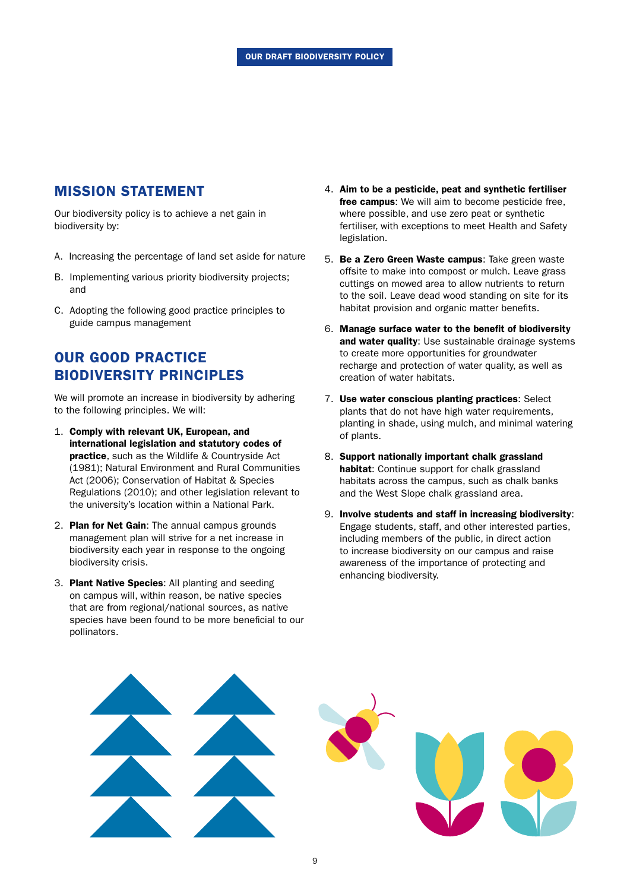## MISSION STATEMENT

Our biodiversity policy is to achieve a net gain in biodiversity by:

A. Increasing the percentage of land set aside for nature

B. Implementing various priority biodiversity projects; and

C. Adopting the following good practice principles to guide campus management

## OUR GOOD PRACTICE BIODIVERSITY PRINCIPLES

We will promote an increase in biodiversity by adhering to the following principles. We will:

1. **Comply with relevant UK, European, and international legislation and statutory codes of practice**, such as the Wildlife & Countryside Act (1981); Natural Environment and Rural Communities Act (2006); Conservation of Habitat & Species Regulations (2010); and other legislation relevant to the university's location within a National Park.

2. **Plan for Net Gain**: The annual campus grounds management plan will strive for a net increase in biodiversity each year in response to the ongoing biodiversity crisis.

3. **Plant Native Species**: All planting and seeding on campus will, within reason, be native species that are from regional/national sources, as native species have been found to be more beneficial to our pollinators.

4. **Aim to be a pesticide, peat and synthetic fertiliser free campus**: We will aim to become pesticide free, where possible, and use zero peat or synthetic fertiliser, with exceptions to meet Health and Safety legislation.

5. **Be a Zero Green Waste campus**: Take green waste offsite to make into compost or mulch. Leave grass cuttings on mowed area to allow nutrients to return to the soil. Leave dead wood standing on site for its habitat provision and organic matter benefits.

6. **Manage surface water to the benefit of biodiversity and water quality**: Use sustainable drainage systems to create more opportunities for groundwater recharge and protection of water quality, as well as creation of water habitats.

7. **Use water conscious planting practices**: Select plants that do not have high water requirements, planting in shade, using mulch, and minimal watering of plants.

8. **Support nationally important chalk grassland habitat**: Continue support for chalk grassland habitats across the campus, such as chalk banks and the West Slope chalk grassland area.

9. **Involve students and staff in increasing biodiversity**: Engage students, staff, and other interested parties, including members of the public, in direct action to increase biodiversity on our campus and raise awareness of the importance of protecting and enhancing biodiversity.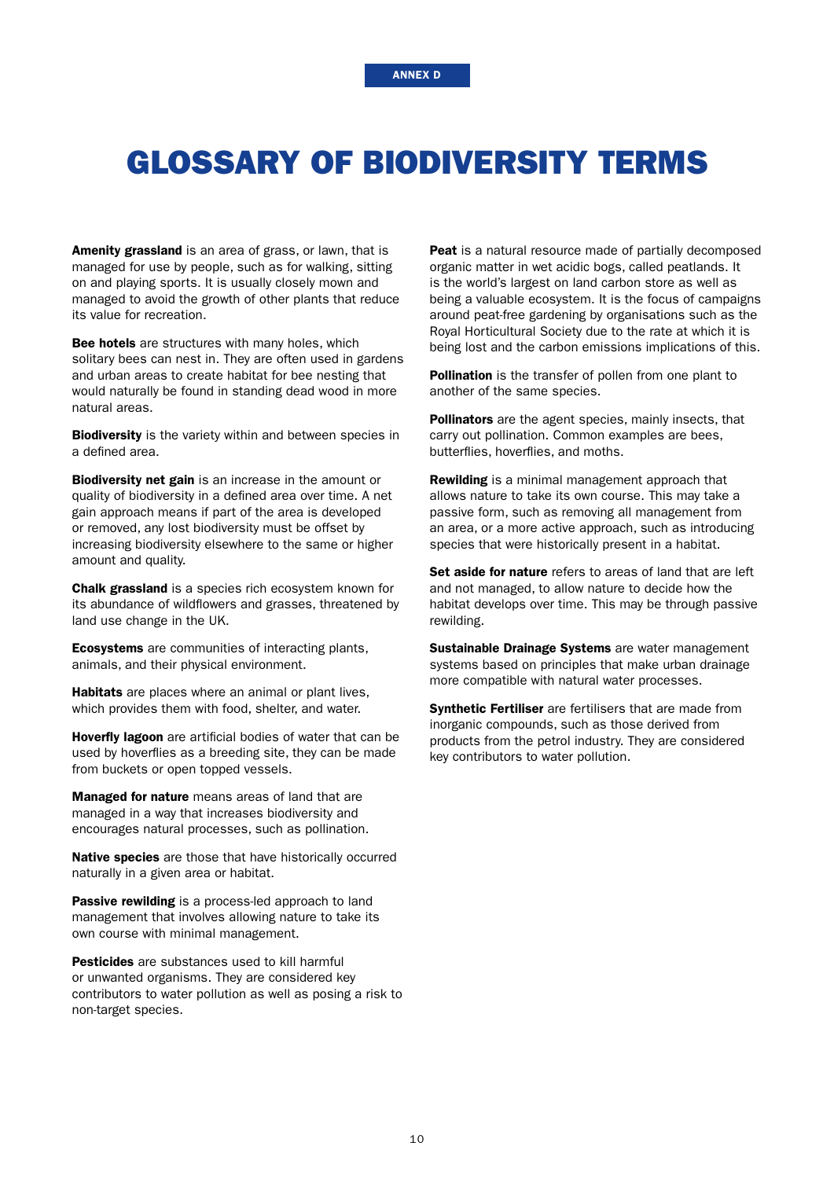ANNEX D

# GLOSSARY OF BIODIVERSITY TERMS

**Amenity grassland** is an area of grass, or lawn, that is managed for use by people, such as for walking, sitting on and playing sports. It is usually closely mown and managed to avoid the growth of other plants that reduce its value for recreation.

**Bee hotels** are structures with many holes, which solitary bees can nest in. They are often used in gardens and urban areas to create habitat for bee nesting that would naturally be found in standing dead wood in more natural areas.

**Biodiversity** is the variety within and between species in a defined area.

**Biodiversity net gain** is an increase in the amount or quality of biodiversity in a defined area over time. A net gain approach means if part of the area is developed or removed, any lost biodiversity must be offset by increasing biodiversity elsewhere to the same or higher amount and quality.

**Chalk grassland** is a species rich ecosystem known for its abundance of wildflowers and grasses, threatened by land use change in the UK.

**Ecosystems** are communities of interacting plants, animals, and their physical environment.

**Habitats** are places where an animal or plant lives, which provides them with food, shelter, and water.

**Hoverfly lagoon** are artificial bodies of water that can be used by hoverflies as a breeding site, they can be made from buckets or open topped vessels.

**Managed for nature** means areas of land that are managed in a way that increases biodiversity and encourages natural processes, such as pollination.

**Native species** are those that have historically occurred naturally in a given area or habitat.

**Passive rewilding** is a process-led approach to land management that involves allowing nature to take its own course with minimal management.

**Pesticides** are substances used to kill harmful or unwanted organisms. They are considered key contributors to water pollution as well as posing a risk to non-target species.

**Peat** is a natural resource made of partially decomposed organic matter in wet acidic bogs, called peatlands. It is the world's largest on land carbon store as well as being a valuable ecosystem. It is the focus of campaigns around peat-free gardening by organisations such as the Royal Horticultural Society due to the rate at which it is being lost and the carbon emissions implications of this.

**Pollination** is the transfer of pollen from one plant to another of the same species.

**Pollinators** are the agent species, mainly insects, that carry out pollination. Common examples are bees, butterflies, hoverflies, and moths.

**Rewilding** is a minimal management approach that allows nature to take its own course. This may take a passive form, such as removing all management from an area, or a more active approach, such as introducing species that were historically present in a habitat.

**Set aside for nature** refers to areas of land that are left and not managed, to allow nature to decide how the habitat develops over time. This may be through passive rewilding.

**Sustainable Drainage Systems** are water management systems based on principles that make urban drainage more compatible with natural water processes.

**Synthetic Fertiliser** are fertilisers that are made from inorganic compounds, such as those derived from products from the petrol industry. They are considered key contributors to water pollution.